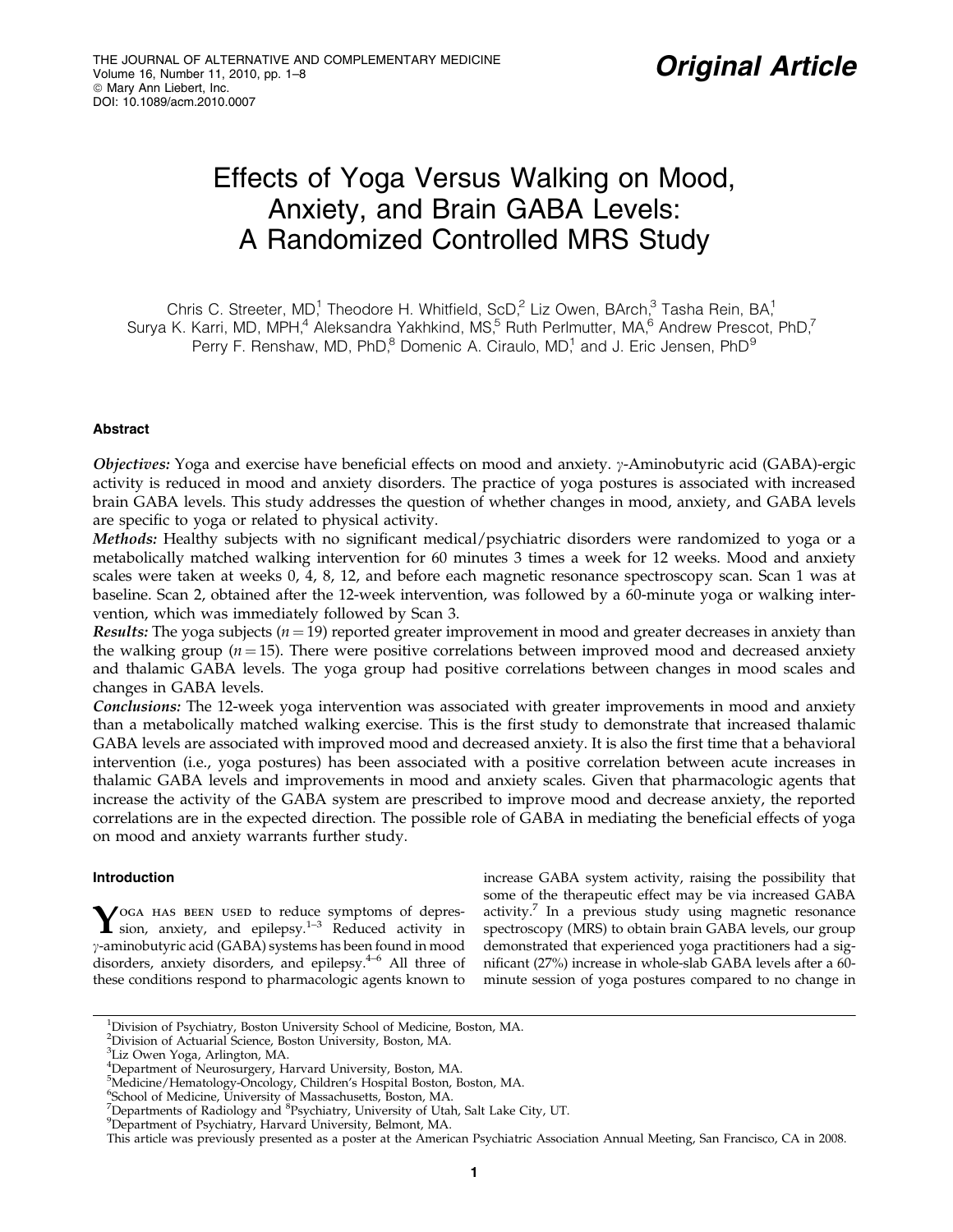Original Article

# Effects of Yoga Versus Walking on Mood, Anxiety, and Brain GABA Levels: A Randomized Controlled MRS Study

Chris C. Streeter, MD,[1] Theodore H. Whitfield, ScD,[2] Liz Owen, BArch,[3] Tasha Rein, BA,[1] Surya K. Karri, MD, MPH,[4] Aleksandra Yakhkind, MS,[5] Ruth Perlmutter, MA,[6] Andrew Prescot, PhD,[7] Perry F. Renshaw, MD, PhD,[8] Domenic A. Ciraulo, MD,[1] and J. Eric Jensen, PhD[9]

### Abstract

*Objectives:* Yoga and exercise have beneficial effects on mood and anxiety. $\gamma$-Aminobutyric acid (GABA)-ergic activity is reduced in mood and anxiety disorders. The practice of yoga postures is associated with increased brain GABA levels. This study addresses the question of whether changes in mood, anxiety, and GABA levels are specific to yoga or related to physical activity.

*Methods:* Healthy subjects with no significant medical/psychiatric disorders were randomized to yoga or a metabolically matched walking intervention for 60 minutes 3 times a week for 12 weeks. Mood and anxiety scales were taken at weeks 0, 4, 8, 12, and before each magnetic resonance spectroscopy scan. Scan 1 was at baseline. Scan 2, obtained after the 12-week intervention, was followed by a 60-minute yoga or walking intervention, which was immediately followed by Scan 3.

*Results:* The yoga subjects ($n = 19$) reported greater improvement in mood and greater decreases in anxiety than the walking group ($n = 15$). There were positive correlations between improved mood and decreased anxiety and thalamic GABA levels. The yoga group had positive correlations between changes in mood scales and changes in GABA levels.

*Conclusions:* The 12-week yoga intervention was associated with greater improvements in mood and anxiety than a metabolically matched walking exercise. This is the first study to demonstrate that increased thalamic GABA levels are associated with improved mood and decreased anxiety. It is also the first time that a behavioral intervention (i.e., yoga postures) has been associated with a positive correlation between acute increases in thalamic GABA levels and improvements in mood and anxiety scales. Given that pharmacologic agents that increase the activity of the GABA system are prescribed to improve mood and decrease anxiety, the reported correlations are in the expected direction. The possible role of GABA in mediating the beneficial effects of yoga on mood and anxiety warrants further study.

### Introduction

Yoga has been used to reduce symptoms of depression, anxiety, and epilepsy.[1–3] Reduced activity in $\gamma$-aminobutyric acid (GABA) systems has been found in mood disorders, anxiety disorders, and epilepsy.[4–6] All three of these conditions respond to pharmacologic agents known to increase GABA system activity, raising the possibility that some of the therapeutic effect may be via increased GABA activity.[7] In a previous study using magnetic resonance spectroscopy (MRS) to obtain brain GABA levels, our group demonstrated that experienced yoga practitioners had a significant (27%) increase in whole-slab GABA levels after a 60-minute session of yoga postures compared to no change in

---

[1]Division of Psychiatry, Boston University School of Medicine, Boston, MA.
[2]Division of Actuarial Science, Boston University, Boston, MA.
[3]Liz Owen Yoga, Arlington, MA.
[4]Department of Neurosurgery, Harvard University, Boston, MA.
[5]Medicine/Hematology-Oncology, Children's Hospital Boston, Boston, MA.
[6]School of Medicine, University of Massachusetts, Boston, MA.
[7]Departments of Radiology and [8]Psychiatry, University of Utah, Salt Lake City, UT.
[9]Department of Psychiatry, Harvard University, Belmont, MA.

This article was previously presented as a poster at the American Psychiatric Association Annual Meeting, San Francisco, CA in 2008.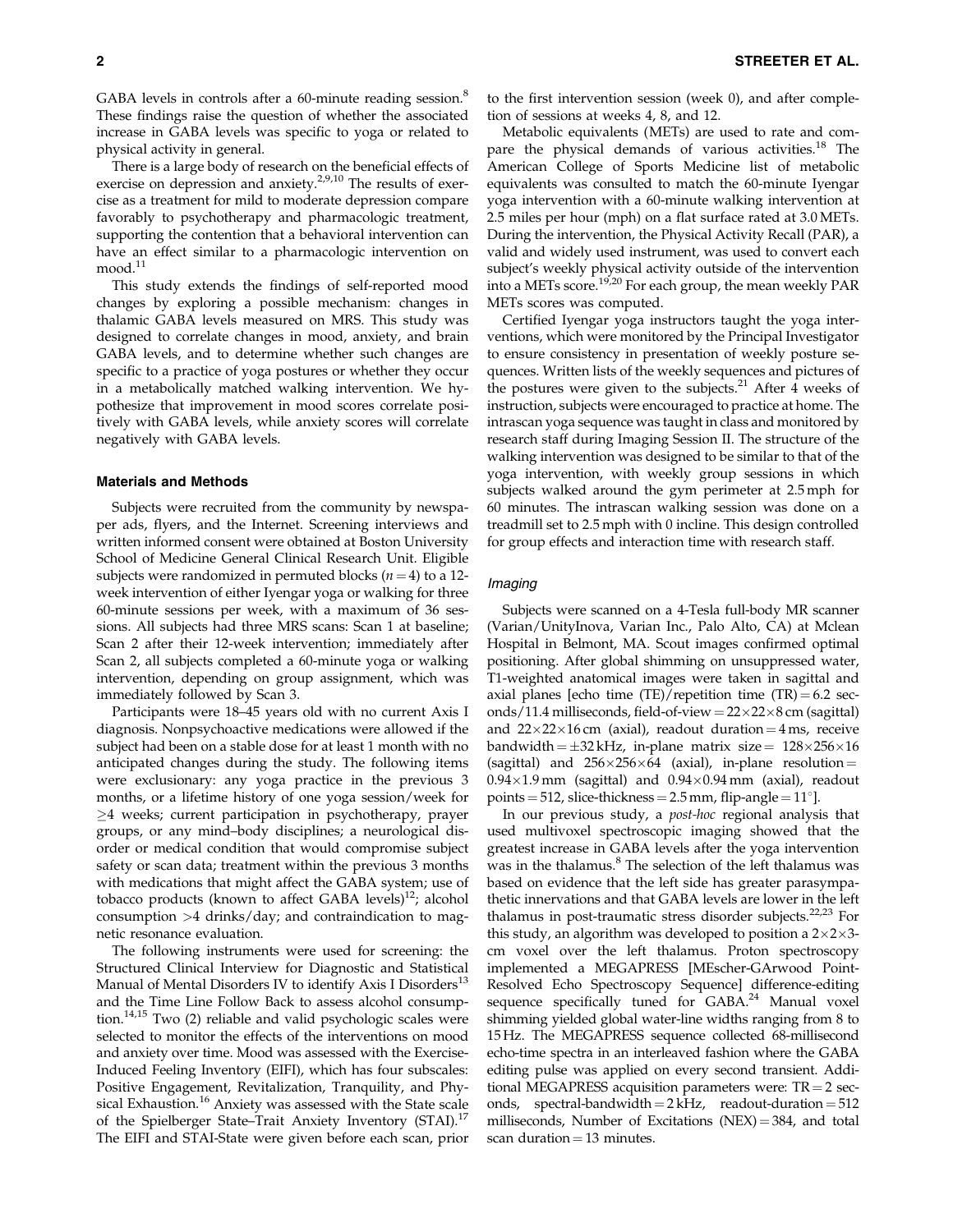GABA levels in controls after a 60-minute reading session.[8] These findings raise the question of whether the associated increase in GABA levels was specific to yoga or related to physical activity in general.

There is a large body of research on the beneficial effects of exercise on depression and anxiety.[2,9,10] The results of exercise as a treatment for mild to moderate depression compare favorably to psychotherapy and pharmacologic treatment, supporting the contention that a behavioral intervention can have an effect similar to a pharmacologic intervention on mood.[11]

This study extends the findings of self-reported mood changes by exploring a possible mechanism: changes in thalamic GABA levels measured on MRS. This study was designed to correlate changes in mood, anxiety, and brain GABA levels, and to determine whether such changes are specific to a practice of yoga postures or whether they occur in a metabolically matched walking intervention. We hypothesize that improvement in mood scores correlate positively with GABA levels, while anxiety scores will correlate negatively with GABA levels.

## Materials and Methods

Subjects were recruited from the community by newspaper ads, flyers, and the Internet. Screening interviews and written informed consent were obtained at Boston University School of Medicine General Clinical Research Unit. Eligible subjects were randomized in permuted blocks ($n = 4$) to a 12-week intervention of either Iyengar yoga or walking for three 60-minute sessions per week, with a maximum of 36 sessions. All subjects had three MRS scans: Scan 1 at baseline; Scan 2 after their 12-week intervention; immediately after Scan 2, all subjects completed a 60-minute yoga or walking intervention, depending on group assignment, which was immediately followed by Scan 3.

Participants were 18–45 years old with no current Axis I diagnosis. Nonpsychoactive medications were allowed if the subject had been on a stable dose for at least 1 month with no anticipated changes during the study. The following items were exclusionary: any yoga practice in the previous 3 months, or a lifetime history of one yoga session/week for $\geq$4 weeks; current participation in psychotherapy, prayer groups, or any mind–body disciplines; a neurological disorder or medical condition that would compromise subject safety or scan data; treatment within the previous 3 months with medications that might affect the GABA system; use of tobacco products (known to affect GABA levels)[12]; alcohol consumption >4 drinks/day; and contraindication to magnetic resonance evaluation.

The following instruments were used for screening: the Structured Clinical Interview for Diagnostic and Statistical Manual of Mental Disorders IV to identify Axis I Disorders[13] and the Time Line Follow Back to assess alcohol consumption.[14,15] Two (2) reliable and valid psychologic scales were selected to monitor the effects of the interventions on mood and anxiety over time. Mood was assessed with the Exercise-Induced Feeling Inventory (EIFI), which has four subscales: Positive Engagement, Revitalization, Tranquility, and Physical Exhaustion.[16] Anxiety was assessed with the State scale of the Spielberger State–Trait Anxiety Inventory (STAI).[17] The EIFI and STAI-State were given before each scan, prior to the first intervention session (week 0), and after completion of sessions at weeks 4, 8, and 12.

Metabolic equivalents (METs) are used to rate and compare the physical demands of various activities.[18] The American College of Sports Medicine list of metabolic equivalents was consulted to match the 60-minute Iyengar yoga intervention with a 60-minute walking intervention at 2.5 miles per hour (mph) on a flat surface rated at 3.0 METs. During the intervention, the Physical Activity Recall (PAR), a valid and widely used instrument, was used to convert each subject's weekly physical activity outside of the intervention into a METs score.[19,20] For each group, the mean weekly PAR METs scores was computed.

Certified Iyengar yoga instructors taught the yoga interventions, which were monitored by the Principal Investigator to ensure consistency in presentation of weekly posture sequences. Written lists of the weekly sequences and pictures of the postures were given to the subjects.[21] After 4 weeks of instruction, subjects were encouraged to practice at home. The intrascan yoga sequence was taught in class and monitored by research staff during Imaging Session II. The structure of the walking intervention was designed to be similar to that of the yoga intervention, with weekly group sessions in which subjects walked around the gym perimeter at 2.5 mph for 60 minutes. The intrascan walking session was done on a treadmill set to 2.5 mph with 0 incline. This design controlled for group effects and interaction time with research staff.

### *Imaging*

Subjects were scanned on a 4-Tesla full-body MR scanner (Varian/UnityInova, Varian Inc., Palo Alto, CA) at Mclean Hospital in Belmont, MA. Scout images confirmed optimal positioning. After global shimming on unsuppressed water, T1-weighted anatomical images were taken in sagittal and axial planes [echo time (TE)/repetition time (TR) = 6.2 seconds/11.4 milliseconds, field-of-view = $22\times22\times8$ cm (sagittal) and $22\times22\times16$ cm (axial), readout duration = 4 ms, receive bandwidth = $\pm$32 kHz, in-plane matrix size = $128\times256\times16$ (sagittal) and $256\times256\times64$ (axial), in-plane resolution = $0.94\times1.9$ mm (sagittal) and $0.94\times0.94$ mm (axial), readout points = 512, slice-thickness = 2.5 mm, flip-angle = 11°].

In our previous study, a *post-hoc* regional analysis that used multivoxel spectroscopic imaging showed that the greatest increase in GABA levels after the yoga intervention was in the thalamus.[8] The selection of the left thalamus was based on evidence that the left side has greater parasympathetic innervations and that GABA levels are lower in the left thalamus in post-traumatic stress disorder subjects.[22,23] For this study, an algorithm was developed to position a $2\times2\times3$-cm voxel over the left thalamus. Proton spectroscopy implemented a MEGAPRESS [MEscher-GArwood Point-Resolved Echo Spectroscopy Sequence] difference-editing sequence specifically tuned for GABA.[24] Manual voxel shimming yielded global water-line widths ranging from 8 to 15 Hz. The MEGAPRESS sequence collected 68-millisecond echo-time spectra in an interleaved fashion where the GABA editing pulse was applied on every second transient. Additional MEGAPRESS acquisition parameters were: TR = 2 seconds, spectral-bandwidth = 2 kHz, readout-duration = 512 milliseconds, Number of Excitations (NEX) = 384, and total scan duration = 13 minutes.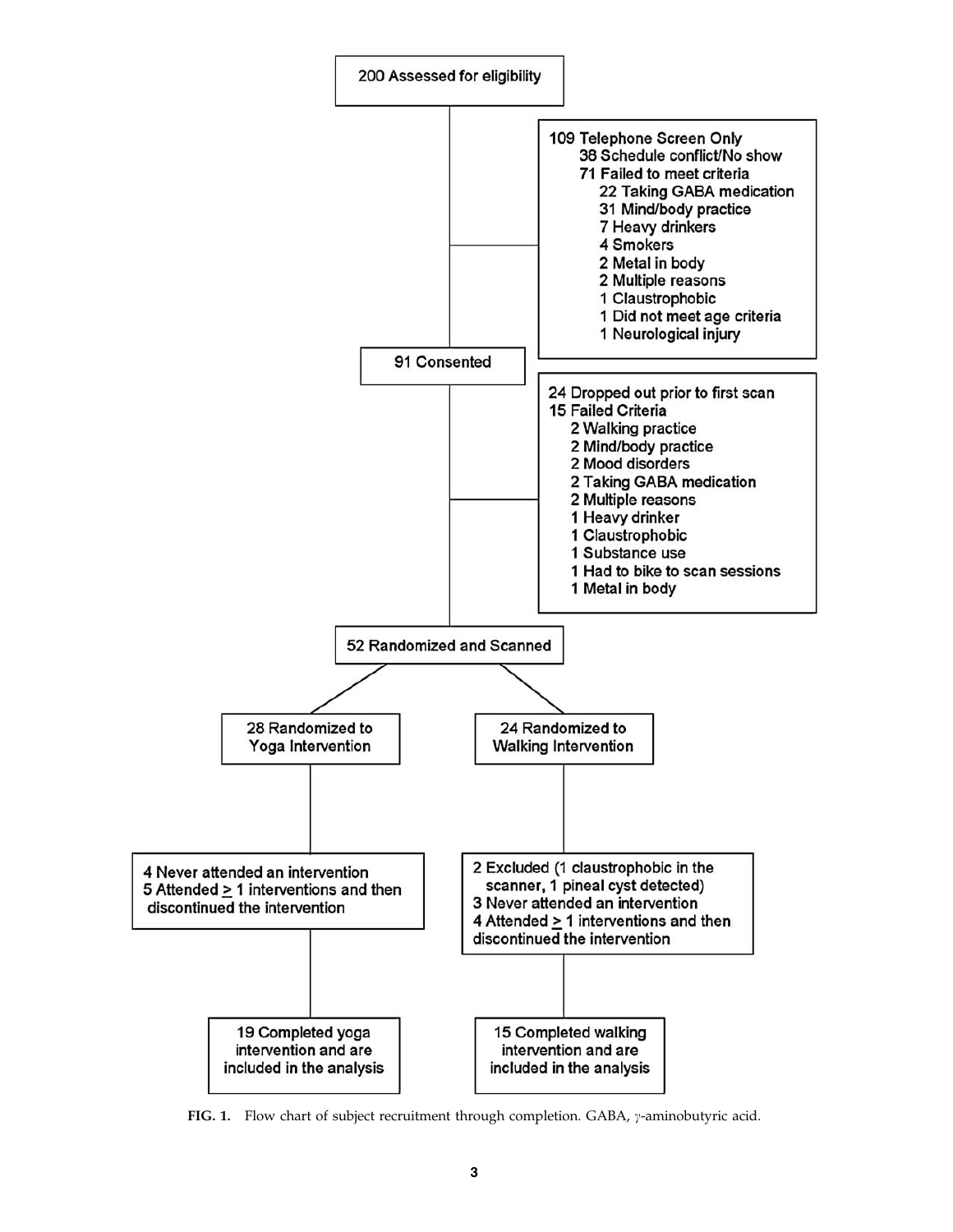200 Assessed for eligibility

109 Telephone Screen Only
- 38 Schedule conflict/No show
- 71 Failed to meet criteria
  - 22 Taking GABA medication
  - 31 Mind/body practice
  - 7 Heavy drinkers
  - 4 Smokers
  - 2 Metal in body
  - 2 Multiple reasons
  - 1 Claustrophobic
  - 1 Did not meet age criteria
  - 1 Neurological injury

91 Consented

24 Dropped out prior to first scan
15 Failed Criteria
- 2 Walking practice
- 2 Mind/body practice
- 2 Mood disorders
- 2 Taking GABA medication
- 2 Multiple reasons
- 1 Heavy drinker
- 1 Claustrophobic
- 1 Substance use
- 1 Had to bike to scan sessions
- 1 Metal in body

52 Randomized and Scanned

28 Randomized to Yoga Intervention
- 4 Never attended an intervention
- 5 Attended ≥ 1 interventions and then discontinued the intervention
- 19 Completed yoga intervention and are included in the analysis

24 Randomized to Walking Intervention
- 2 Excluded (1 claustrophobic in the scanner, 1 pineal cyst detected)
- 3 Never attended an intervention
- 4 Attended ≥ 1 interventions and then discontinued the intervention
- 15 Completed walking intervention and are included in the analysis

**FIG. 1.** Flow chart of subject recruitment through completion. GABA, $\gamma$-aminobutyric acid.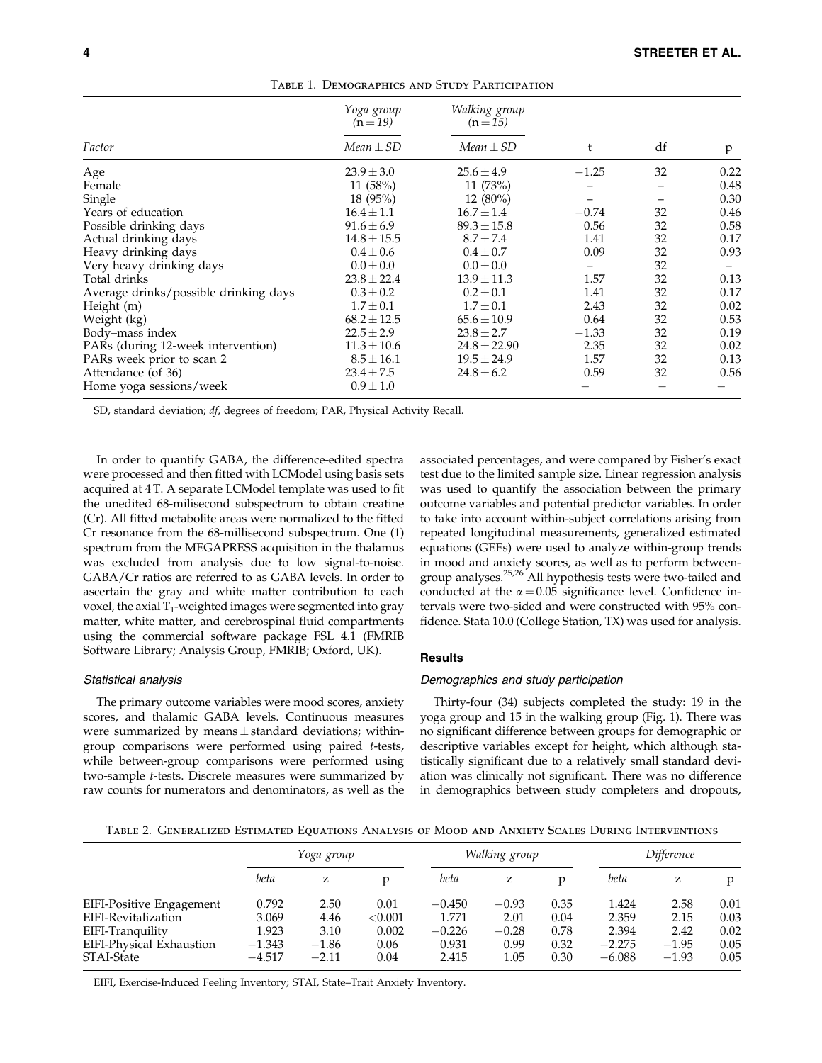Table 1. Demographics and Study Participation

| Factor | Yoga group (n = 19) Mean ± SD | Walking group (n = 15) Mean ± SD | t | df | p |
|---|---|---|---|---|---|
| Age | 23.9 ± 3.0 | 25.6 ± 4.9 | −1.25 | 32 | 0.22 |
| Female | 11 (58%) | 11 (73%) | – | – | 0.48 |
| Single | 18 (95%) | 12 (80%) | – | – | 0.30 |
| Years of education | 16.4 ± 1.1 | 16.7 ± 1.4 | −0.74 | 32 | 0.46 |
| Possible drinking days | 91.6 ± 6.9 | 89.3 ± 15.8 | 0.56 | 32 | 0.58 |
| Actual drinking days | 14.8 ± 15.5 | 8.7 ± 7.4 | 1.41 | 32 | 0.17 |
| Heavy drinking days | 0.4 ± 0.6 | 0.4 ± 0.7 | 0.09 | 32 | 0.93 |
| Very heavy drinking days | 0.0 ± 0.0 | 0.0 ± 0.0 | – | 32 | – |
| Total drinks | 23.8 ± 22.4 | 13.9 ± 11.3 | 1.57 | 32 | 0.13 |
| Average drinks/possible drinking days | 0.3 ± 0.2 | 0.2 ± 0.1 | 1.41 | 32 | 0.17 |
| Height (m) | 1.7 ± 0.1 | 1.7 ± 0.1 | 2.43 | 32 | 0.02 |
| Weight (kg) | 68.2 ± 12.5 | 65.6 ± 10.9 | 0.64 | 32 | 0.53 |
| Body–mass index | 22.5 ± 2.9 | 23.8 ± 2.7 | −1.33 | 32 | 0.19 |
| PARs (during 12-week intervention) | 11.3 ± 10.6 | 24.8 ± 22.90 | 2.35 | 32 | 0.02 |
| PARs week prior to scan 2 | 8.5 ± 16.1 | 19.5 ± 24.9 | 1.57 | 32 | 0.13 |
| Attendance (of 36) | 23.4 ± 7.5 | 24.8 ± 6.2 | 0.59 | 32 | 0.56 |
| Home yoga sessions/week | 0.9 ± 1.0 | | – | – | – |

SD, standard deviation; *df*, degrees of freedom; PAR, Physical Activity Recall.

In order to quantify GABA, the difference-edited spectra were processed and then fitted with LCModel using basis sets acquired at 4 T. A separate LCModel template was used to fit the unedited 68-milisecond subspectrum to obtain creatine (Cr). All fitted metabolite areas were normalized to the fitted Cr resonance from the 68-millisecond subspectrum. One (1) spectrum from the MEGAPRESS acquisition in the thalamus was excluded from analysis due to low signal-to-noise. GABA/Cr ratios are referred to as GABA levels. In order to ascertain the gray and white matter contribution to each voxel, the axial $T_1$-weighted images were segmented into gray matter, white matter, and cerebrospinal fluid compartments using the commercial software package FSL 4.1 (FMRIB Software Library; Analysis Group, FMRIB; Oxford, UK).

### Statistical analysis

The primary outcome variables were mood scores, anxiety scores, and thalamic GABA levels. Continuous measures were summarized by means ± standard deviations; within-group comparisons were performed using paired *t*-tests, while between-group comparisons were performed using two-sample *t*-tests. Discrete measures were summarized by raw counts for numerators and denominators, as well as the associated percentages, and were compared by Fisher's exact test due to the limited sample size. Linear regression analysis was used to quantify the association between the primary outcome variables and potential predictor variables. In order to take into account within-subject correlations arising from repeated longitudinal measurements, generalized estimated equations (GEEs) were used to analyze within-group trends in mood and anxiety scores, as well as to perform between-group analyses.[25,26] All hypothesis tests were two-tailed and conducted at the $\alpha = 0.05$ significance level. Confidence intervals were two-sided and were constructed with 95% confidence. Stata 10.0 (College Station, TX) was used for analysis.

## Results

### Demographics and study participation

Thirty-four (34) subjects completed the study: 19 in the yoga group and 15 in the walking group (Fig. 1). There was no significant difference between groups for demographic or descriptive variables except for height, which although statistically significant due to a relatively small standard deviation was clinically not significant. There was no difference in demographics between study completers and dropouts,

Table 2. Generalized Estimated Equations Analysis of Mood and Anxiety Scales During Interventions

| | Yoga group | | | Walking group | | | Difference | | |
|---|---|---|---|---|---|---|---|---|---|
| | beta | z | p | beta | z | p | beta | z | p |
| EIFI-Positive Engagement | 0.792 | 2.50 | 0.01 | −0.450 | −0.93 | 0.35 | 1.424 | 2.58 | 0.01 |
| EIFI-Revitalization | 3.069 | 4.46 | <0.001 | 1.771 | 2.01 | 0.04 | 2.359 | 2.15 | 0.03 |
| EIFI-Tranquility | 1.923 | 3.10 | 0.002 | −0.226 | −0.28 | 0.78 | 2.394 | 2.42 | 0.02 |
| EIFI-Physical Exhaustion | −1.343 | −1.86 | 0.06 | 0.931 | 0.99 | 0.32 | −2.275 | −1.95 | 0.05 |
| STAI-State | −4.517 | −2.11 | 0.04 | 2.415 | 1.05 | 0.30 | −6.088 | −1.93 | 0.05 |

EIFI, Exercise-Induced Feeling Inventory; STAI, State–Trait Anxiety Inventory.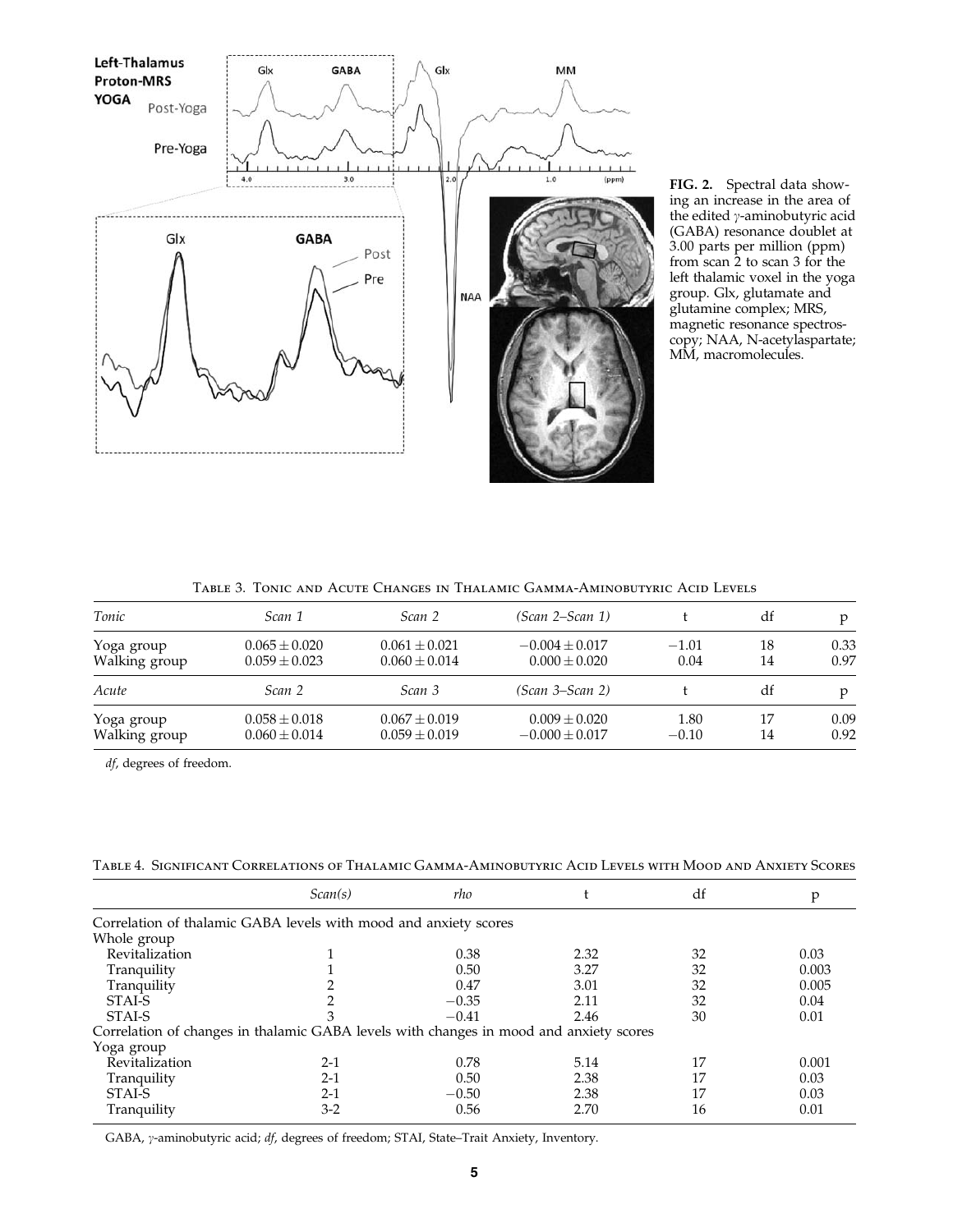**FIG. 2.** Spectral data showing an increase in the area of the edited $\gamma$-aminobutyric acid (GABA) resonance doublet at 3.00 parts per million (ppm) from scan 2 to scan 3 for the left thalamic voxel in the yoga group. Glx, glutamate and glutamine complex; MRS, magnetic resonance spectroscopy; NAA, N-acetylaspartate; MM, macromolecules.

Table 3. Tonic and Acute Changes in Thalamic Gamma-Aminobutyric Acid Levels

| *Tonic* | *Scan 1* | *Scan 2* | *(Scan 2–Scan 1)* | t | df | p |
|---|---|---|---|---|---|---|
| Yoga group | $0.065 \pm 0.020$ | $0.061 \pm 0.021$ | $-0.004 \pm 0.017$ | $-1.01$ | 18 | 0.33 |
| Walking group | $0.059 \pm 0.023$ | $0.060 \pm 0.014$ | $0.000 \pm 0.020$ | 0.04 | 14 | 0.97 |
| *Acute* | *Scan 2* | *Scan 3* | *(Scan 3–Scan 2)* | t | df | p |
| Yoga group | $0.058 \pm 0.018$ | $0.067 \pm 0.019$ | $0.009 \pm 0.020$ | 1.80 | 17 | 0.09 |
| Walking group | $0.060 \pm 0.014$ | $0.059 \pm 0.019$ | $-0.000 \pm 0.017$ | $-0.10$ | 14 | 0.92 |

*df*, degrees of freedom.

Table 4. Significant Correlations of Thalamic Gamma-Aminobutyric Acid Levels with Mood and Anxiety Scores

| | *Scan(s)* | *rho* | t | df | p |
|---|---|---|---|---|---|
| Correlation of thalamic GABA levels with mood and anxiety scores | | | | | |
| Whole group | | | | | |
| Revitalization | 1 | 0.38 | 2.32 | 32 | 0.03 |
| Tranquility | 1 | 0.50 | 3.27 | 32 | 0.003 |
| Tranquility | 2 | 0.47 | 3.01 | 32 | 0.005 |
| STAI-S | 2 | $-0.35$ | 2.11 | 32 | 0.04 |
| STAI-S | 3 | $-0.41$ | 2.46 | 30 | 0.01 |
| Correlation of changes in thalamic GABA levels with changes in mood and anxiety scores | | | | | |
| Yoga group | | | | | |
| Revitalization | 2-1 | 0.78 | 5.14 | 17 | 0.001 |
| Tranquility | 2-1 | 0.50 | 2.38 | 17 | 0.03 |
| STAI-S | 2-1 | $-0.50$ | 2.38 | 17 | 0.03 |
| Tranquility | 3-2 | 0.56 | 2.70 | 16 | 0.01 |

GABA, $\gamma$-aminobutyric acid; *df*, degrees of freedom; STAI, State–Trait Anxiety, Inventory.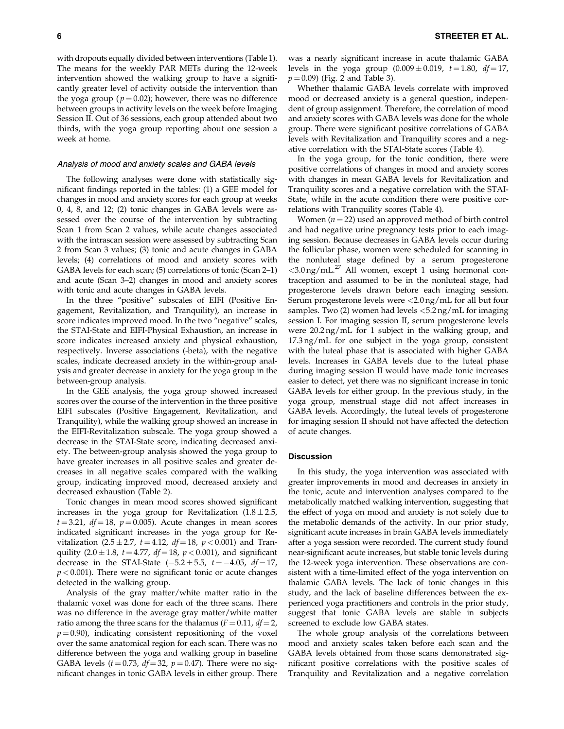with dropouts equally divided between interventions (Table 1). The means for the weekly PAR METs during the 12-week intervention showed the walking group to have a significantly greater level of activity outside the intervention than the yoga group ($p = 0.02$); however, there was no difference between groups in activity levels on the week before Imaging Session II. Out of 36 sessions, each group attended about two thirds, with the yoga group reporting about one session a week at home.

### *Analysis of mood and anxiety scales and GABA levels*

The following analyses were done with statistically significant findings reported in the tables: (1) a GEE model for changes in mood and anxiety scores for each group at weeks 0, 4, 8, and 12; (2) tonic changes in GABA levels were assessed over the course of the intervention by subtracting Scan 1 from Scan 2 values, while acute changes associated with the intrascan session were assessed by subtracting Scan 2 from Scan 3 values; (3) tonic and acute changes in GABA levels; (4) correlations of mood and anxiety scores with GABA levels for each scan; (5) correlations of tonic (Scan 2–1) and acute (Scan 3–2) changes in mood and anxiety scores with tonic and acute changes in GABA levels.

In the three "positive" subscales of EIFI (Positive Engagement, Revitalization, and Tranquility), an increase in score indicates improved mood. In the two "negative" scales, the STAI-State and EIFI-Physical Exhaustion, an increase in score indicates increased anxiety and physical exhaustion, respectively. Inverse associations (-beta), with the negative scales, indicate decreased anxiety in the within-group analysis and greater decrease in anxiety for the yoga group in the between-group analysis.

In the GEE analysis, the yoga group showed increased scores over the course of the intervention in the three positive EIFI subscales (Positive Engagement, Revitalization, and Tranquility), while the walking group showed an increase in the EIFI-Revitalization subscale. The yoga group showed a decrease in the STAI-State score, indicating decreased anxiety. The between-group analysis showed the yoga group to have greater increases in all positive scales and greater decreases in all negative scales compared with the walking group, indicating improved mood, decreased anxiety and decreased exhaustion (Table 2).

Tonic changes in mean mood scores showed significant increases in the yoga group for Revitalization ($1.8 \pm 2.5$, $t = 3.21$, $df = 18$, $p = 0.005$). Acute changes in mean scores indicated significant increases in the yoga group for Revitalization ($2.5 \pm 2.7$, $t = 4.12$, $df = 18$, $p < 0.001$) and Tranquility ($2.0 \pm 1.8$, $t = 4.77$, $df = 18$, $p < 0.001$), and significant decrease in the STAI-State ($-5.2 \pm 5.5$, $t = -4.05$, $df = 17$, $p < 0.001$). There were no significant tonic or acute changes detected in the walking group.

Analysis of the gray matter/white matter ratio in the thalamic voxel was done for each of the three scans. There was no difference in the average gray matter/white matter ratio among the three scans for the thalamus ($F = 0.11$, $df = 2$, $p = 0.90$), indicating consistent repositioning of the voxel over the same anatomical region for each scan. There was no difference between the yoga and walking group in baseline GABA levels ($t = 0.73$, $df = 32$, $p = 0.47$). There were no significant changes in tonic GABA levels in either group. There was a nearly significant increase in acute thalamic GABA levels in the yoga group ($0.009 \pm 0.019$, $t = 1.80$, $df = 17$, $p = 0.09$) (Fig. 2 and Table 3).

Whether thalamic GABA levels correlate with improved mood or decreased anxiety is a general question, independent of group assignment. Therefore, the correlation of mood and anxiety scores with GABA levels was done for the whole group. There were significant positive correlations of GABA levels with Revitalization and Tranquility scores and a negative correlation with the STAI-State scores (Table 4).

In the yoga group, for the tonic condition, there were positive correlations of changes in mood and anxiety scores with changes in mean GABA levels for Revitalization and Tranquility scores and a negative correlation with the STAI-State, while in the acute condition there were positive correlations with Tranquility scores (Table 4).

Women ($n = 22$) used an approved method of birth control and had negative urine pregnancy tests prior to each imaging session. Because decreases in GABA levels occur during the follicular phase, women were scheduled for scanning in the nonluteal stage defined by a serum progesterone $<3.0$ ng/mL.[27] All women, except 1 using hormonal contraception and assumed to be in the nonluteal stage, had progesterone levels drawn before each imaging session. Serum progesterone levels were $<2.0$ ng/mL for all but four samples. Two (2) women had levels $<5.2$ ng/mL for imaging session I. For imaging session II, serum progesterone levels were 20.2 ng/mL for 1 subject in the walking group, and 17.3 ng/mL for one subject in the yoga group, consistent with the luteal phase that is associated with higher GABA levels. Increases in GABA levels due to the luteal phase during imaging session II would have made tonic increases easier to detect, yet there was no significant increase in tonic GABA levels for either group. In the previous study, in the yoga group, menstrual stage did not affect increases in GABA levels. Accordingly, the luteal levels of progesterone for imaging session II should not have affected the detection of acute changes.

## Discussion

In this study, the yoga intervention was associated with greater improvements in mood and decreases in anxiety in the tonic, acute and intervention analyses compared to the metabolically matched walking intervention, suggesting that the effect of yoga on mood and anxiety is not solely due to the metabolic demands of the activity. In our prior study, significant acute increases in brain GABA levels immediately after a yoga session were recorded. The current study found near-significant acute increases, but stable tonic levels during the 12-week yoga intervention. These observations are consistent with a time-limited effect of the yoga intervention on thalamic GABA levels. The lack of tonic changes in this study, and the lack of baseline differences between the experienced yoga practitioners and controls in the prior study, suggest that tonic GABA levels are stable in subjects screened to exclude low GABA states.

The whole group analysis of the correlations between mood and anxiety scales taken before each scan and the GABA levels obtained from those scans demonstrated significant positive correlations with the positive scales of Tranquility and Revitalization and a negative correlation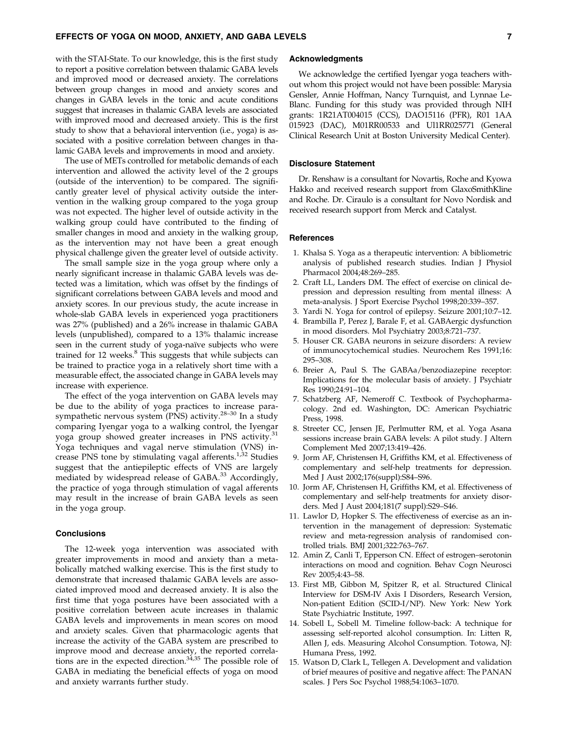with the STAI-State. To our knowledge, this is the first study to report a positive correlation between thalamic GABA levels and improved mood or decreased anxiety. The correlations between group changes in mood and anxiety scores and changes in GABA levels in the tonic and acute conditions suggest that increases in thalamic GABA levels are associated with improved mood and decreased anxiety. This is the first study to show that a behavioral intervention (i.e., yoga) is associated with a positive correlation between changes in thalamic GABA levels and improvements in mood and anxiety.

The use of METs controlled for metabolic demands of each intervention and allowed the activity level of the 2 groups (outside of the intervention) to be compared. The significantly greater level of physical activity outside the intervention in the walking group compared to the yoga group was not expected. The higher level of outside activity in the walking group could have contributed to the finding of smaller changes in mood and anxiety in the walking group, as the intervention may not have been a great enough physical challenge given the greater level of outside activity.

The small sample size in the yoga group where only a nearly significant increase in thalamic GABA levels was detected was a limitation, which was offset by the findings of significant correlations between GABA levels and mood and anxiety scores. In our previous study, the acute increase in whole-slab GABA levels in experienced yoga practitioners was 27% (published) and a 26% increase in thalamic GABA levels (unpublished), compared to a 13% thalamic increase seen in the current study of yoga-naïve subjects who were trained for 12 weeks.[8] This suggests that while subjects can be trained to practice yoga in a relatively short time with a measurable effect, the associated change in GABA levels may increase with experience.

The effect of the yoga intervention on GABA levels may be due to the ability of yoga practices to increase parasympathetic nervous system (PNS) activity.[28–30] In a study comparing Iyengar yoga to a walking control, the Iyengar yoga group showed greater increases in PNS activity.[31] Yoga techniques and vagal nerve stimulation (VNS) increase PNS tone by stimulating vagal afferents.[1,32] Studies suggest that the antiepileptic effects of VNS are largely mediated by widespread release of GABA.[33] Accordingly, the practice of yoga through stimulation of vagal afferents may result in the increase of brain GABA levels as seen in the yoga group.

## Conclusions

The 12-week yoga intervention was associated with greater improvements in mood and anxiety than a metabolically matched walking exercise. This is the first study to demonstrate that increased thalamic GABA levels are associated improved mood and decreased anxiety. It is also the first time that yoga postures have been associated with a positive correlation between acute increases in thalamic GABA levels and improvements in mean scores on mood and anxiety scales. Given that pharmacologic agents that increase the activity of the GABA system are prescribed to improve mood and decrease anxiety, the reported correlations are in the expected direction.[34,35] The possible role of GABA in mediating the beneficial effects of yoga on mood and anxiety warrants further study.

## Acknowledgments

We acknowledge the certified Iyengar yoga teachers without whom this project would not have been possible: Marysia Gensler, Annie Hoffman, Nancy Turnquist, and Lynnae LeBlanc. Funding for this study was provided through NIH grants: 1R21AT004015 (CCS), DAO15116 (PFR), R01 1AA 015923 (DAC), M01RR00533 and Ul1RR025771 (General Clinical Research Unit at Boston University Medical Center).

## Disclosure Statement

Dr. Renshaw is a consultant for Novartis, Roche and Kyowa Hakko and received research support from GlaxoSmithKline and Roche. Dr. Ciraulo is a consultant for Novo Nordisk and received research support from Merck and Catalyst.

## References

1. Khalsa S. Yoga as a therapeutic intervention: A bibliometric analysis of published research studies. Indian J Physiol Pharmacol 2004;48:269–285.
2. Craft LL, Landers DM. The effect of exercise on clinical depression and depression resulting from mental illness: A meta-analysis. J Sport Exercise Psychol 1998;20:339–357.
3. Yardi N. Yoga for control of epilepsy. Seizure 2001;10:7–12.
4. Brambilla P, Perez J, Barale F, et al. GABAergic dysfunction in mood disorders. Mol Psychiatry 2003;8:721–737.
5. Houser CR. GABA neurons in seizure disorders: A review of immunocytochemical studies. Neurochem Res 1991;16: 295–308.
6. Breier A, Paul S. The GABAa/benzodiazepine receptor: Implications for the molecular basis of anxiety. J Psychiatr Res 1990;24:91–104.
7. Schatzberg AF, Nemeroff C. Textbook of Psychopharmacology. 2nd ed. Washington, DC: American Psychiatric Press, 1998.
8. Streeter CC, Jensen JE, Perlmutter RM, et al. Yoga Asana sessions increase brain GABA levels: A pilot study. J Altern Complement Med 2007;13:419–426.
9. Jorm AF, Christensen H, Griffiths KM, et al. Effectiveness of complementary and self-help treatments for depression. Med J Aust 2002;176(suppl):S84–S96.
10. Jorm AF, Christensen H, Griffiths KM, et al. Effectiveness of complementary and self-help treatments for anxiety disorders. Med J Aust 2004;181(7 suppl):S29–S46.
11. Lawlor D, Hopker S. The effectiveness of exercise as an intervention in the management of depression: Systematic review and meta-regression analysis of randomised controlled trials. BMJ 2001;322:763–767.
12. Amin Z, Canli T, Epperson CN. Effect of estrogen–serotonin interactions on mood and cognition. Behav Cogn Neurosci Rev 2005;4:43–58.
13. First MB, Gibbon M, Spitzer R, et al. Structured Clinical Interview for DSM-IV Axis I Disorders, Research Version, Non-patient Edition (SCID-I/NP). New York: New York State Psychiatric Institute, 1997.
14. Sobell L, Sobell M. Timeline follow-back: A technique for assessing self-reported alcohol consumption. In: Litten R, Allen J, eds. Measuring Alcohol Consumption. Totowa, NJ: Humana Press, 1992.
15. Watson D, Clark L, Tellegen A. Development and validation of brief meaures of positive and negative affect: The PANAN scales. J Pers Soc Psychol 1988;54:1063–1070.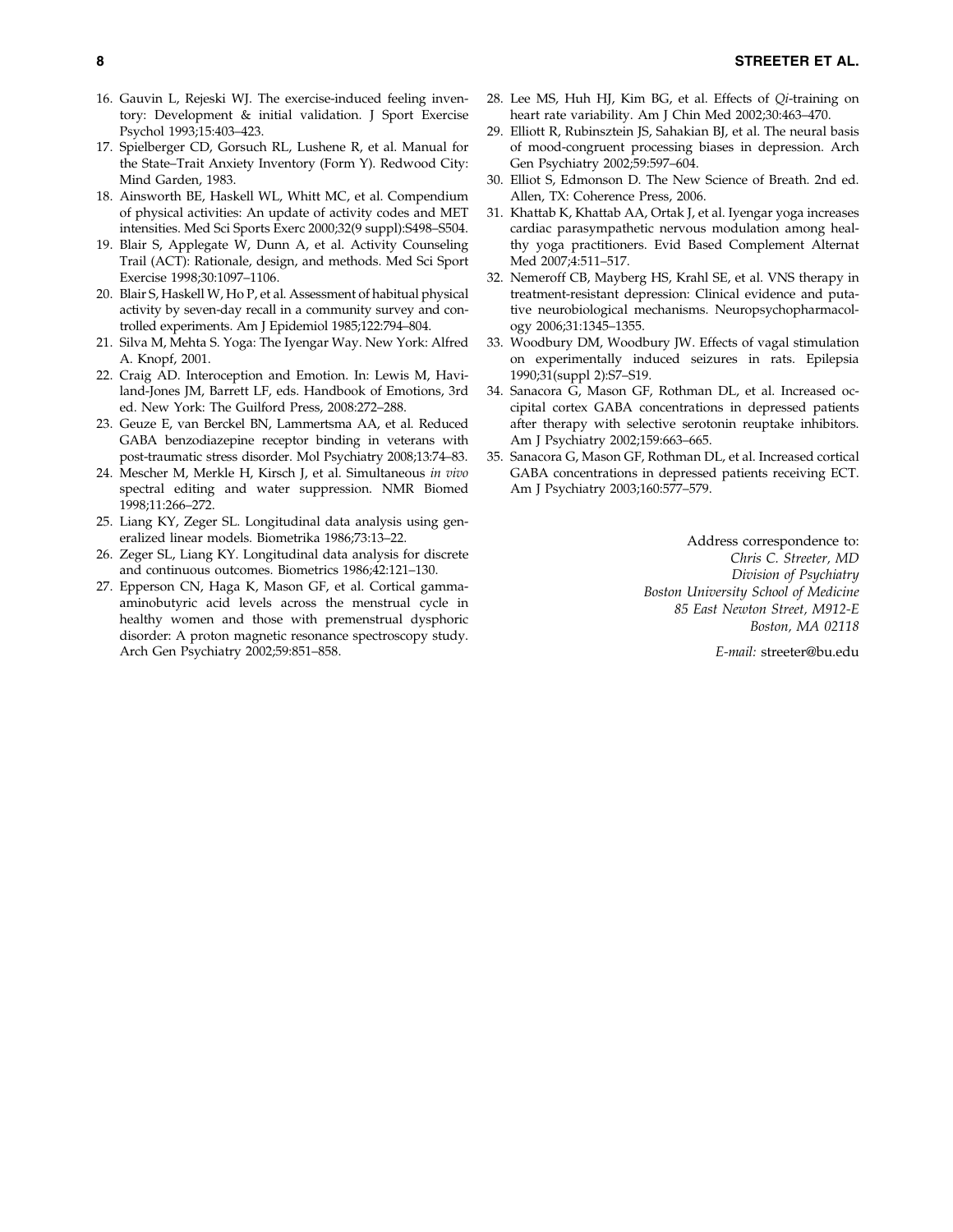16. Gauvin L, Rejeski WJ. The exercise-induced feeling inventory: Development & initial validation. J Sport Exercise Psychol 1993;15:403–423.
17. Spielberger CD, Gorsuch RL, Lushene R, et al. Manual for the State–Trait Anxiety Inventory (Form Y). Redwood City: Mind Garden, 1983.
18. Ainsworth BE, Haskell WL, Whitt MC, et al. Compendium of physical activities: An update of activity codes and MET intensities. Med Sci Sports Exerc 2000;32(9 suppl):S498–S504.
19. Blair S, Applegate W, Dunn A, et al. Activity Counseling Trail (ACT): Rationale, design, and methods. Med Sci Sport Exercise 1998;30:1097–1106.
20. Blair S, Haskell W, Ho P, et al. Assessment of habitual physical activity by seven-day recall in a community survey and controlled experiments. Am J Epidemiol 1985;122:794–804.
21. Silva M, Mehta S. Yoga: The Iyengar Way. New York: Alfred A. Knopf, 2001.
22. Craig AD. Interoception and Emotion. In: Lewis M, Haviland-Jones JM, Barrett LF, eds. Handbook of Emotions, 3rd ed. New York: The Guilford Press, 2008:272–288.
23. Geuze E, van Berckel BN, Lammertsma AA, et al. Reduced GABA benzodiazepine receptor binding in veterans with post-traumatic stress disorder. Mol Psychiatry 2008;13:74–83.
24. Mescher M, Merkle H, Kirsch J, et al. Simultaneous *in vivo* spectral editing and water suppression. NMR Biomed 1998;11:266–272.
25. Liang KY, Zeger SL. Longitudinal data analysis using generalized linear models. Biometrika 1986;73:13–22.
26. Zeger SL, Liang KY. Longitudinal data analysis for discrete and continuous outcomes. Biometrics 1986;42:121–130.
27. Epperson CN, Haga K, Mason GF, et al. Cortical gamma-aminobutyric acid levels across the menstrual cycle in healthy women and those with premenstrual dysphoric disorder: A proton magnetic resonance spectroscopy study. Arch Gen Psychiatry 2002;59:851–858.
28. Lee MS, Huh HJ, Kim BG, et al. Effects of *Qi*-training on heart rate variability. Am J Chin Med 2002;30:463–470.
29. Elliott R, Rubinsztein JS, Sahakian BJ, et al. The neural basis of mood-congruent processing biases in depression. Arch Gen Psychiatry 2002;59:597–604.
30. Elliot S, Edmonson D. The New Science of Breath. 2nd ed. Allen, TX: Coherence Press, 2006.
31. Khattab K, Khattab AA, Ortak J, et al. Iyengar yoga increases cardiac parasympathetic nervous modulation among healthy yoga practitioners. Evid Based Complement Alternat Med 2007;4:511–517.
32. Nemeroff CB, Mayberg HS, Krahl SE, et al. VNS therapy in treatment-resistant depression: Clinical evidence and putative neurobiological mechanisms. Neuropsychopharmacology 2006;31:1345–1355.
33. Woodbury DM, Woodbury JW. Effects of vagal stimulation on experimentally induced seizures in rats. Epilepsia 1990;31(suppl 2):S7–S19.
34. Sanacora G, Mason GF, Rothman DL, et al. Increased occipital cortex GABA concentrations in depressed patients after therapy with selective serotonin reuptake inhibitors. Am J Psychiatry 2002;159:663–665.
35. Sanacora G, Mason GF, Rothman DL, et al. Increased cortical GABA concentrations in depressed patients receiving ECT. Am J Psychiatry 2003;160:577–579.

Address correspondence to:
*Chris C. Streeter, MD*
*Division of Psychiatry*
*Boston University School of Medicine*
*85 East Newton Street, M912-E*
*Boston, MA 02118*

*E-mail:* streeter@bu.edu